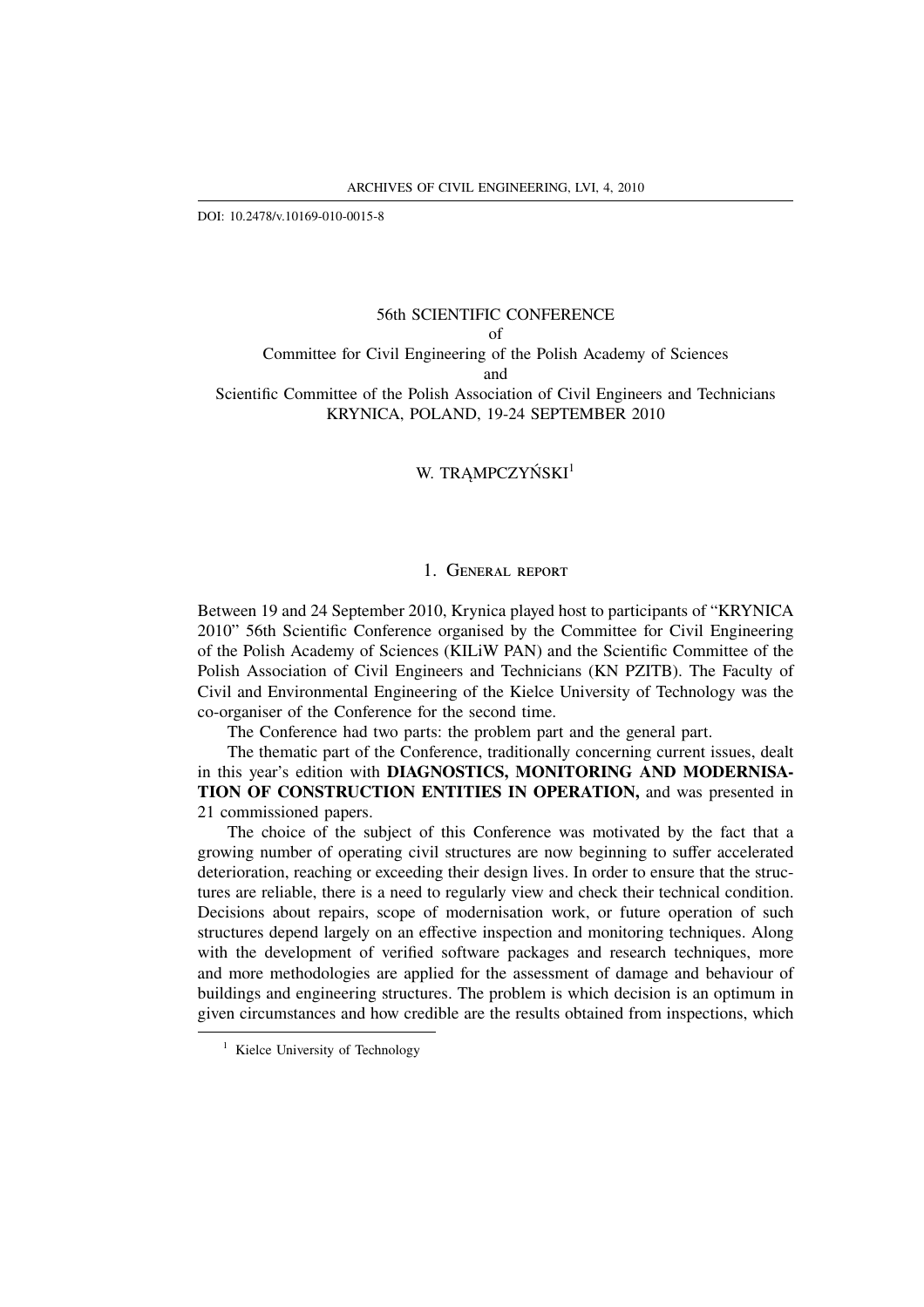DOI: 10.2478/v.10169-010-0015-8

# 56th SCIENTIFIC CONFERENCE
of
Committee for Civil Engineering of the Polish Academy of Sciences
and
Scientific Committee of the Polish Association of Civil Engineers and Technicians
KRYNICA, POLAND, 19-24 SEPTEMBER 2010

W. TRĄMPCZYŃSKI[1]

## 1. General report

Between 19 and 24 September 2010, Krynica played host to participants of "KRYNICA 2010" 56th Scientific Conference organised by the Committee for Civil Engineering of the Polish Academy of Sciences (KILiW PAN) and the Scientific Committee of the Polish Association of Civil Engineers and Technicians (KN PZITB). The Faculty of Civil and Environmental Engineering of the Kielce University of Technology was the co-organiser of the Conference for the second time.

The Conference had two parts: the problem part and the general part.

The thematic part of the Conference, traditionally concerning current issues, dealt in this year's edition with **DIAGNOSTICS, MONITORING AND MODERNISATION OF CONSTRUCTION ENTITIES IN OPERATION,** and was presented in 21 commissioned papers.

The choice of the subject of this Conference was motivated by the fact that a growing number of operating civil structures are now beginning to suffer accelerated deterioration, reaching or exceeding their design lives. In order to ensure that the structures are reliable, there is a need to regularly view and check their technical condition. Decisions about repairs, scope of modernisation work, or future operation of such structures depend largely on an effective inspection and monitoring techniques. Along with the development of verified software packages and research techniques, more and more methodologies are applied for the assessment of damage and behaviour of buildings and engineering structures. The problem is which decision is an optimum in given circumstances and how credible are the results obtained from inspections, which

[1] Kielce University of Technology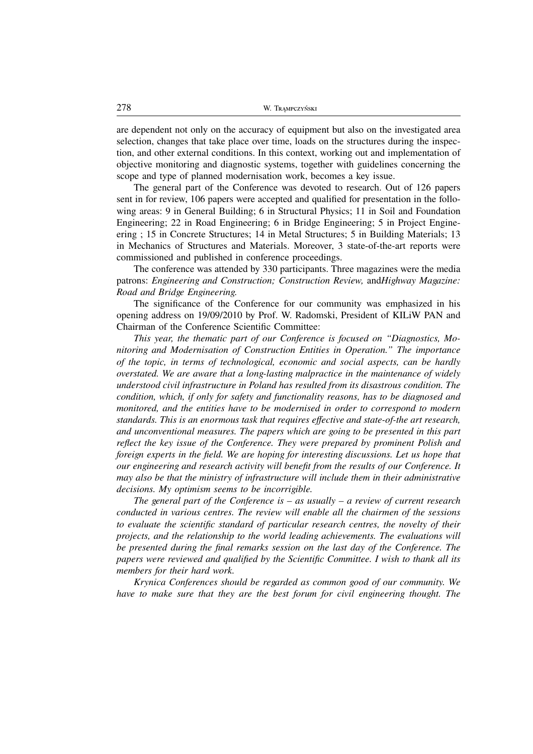are dependent not only on the accuracy of equipment but also on the investigated area selection, changes that take place over time, loads on the structures during the inspection, and other external conditions. In this context, working out and implementation of objective monitoring and diagnostic systems, together with guidelines concerning the scope and type of planned modernisation work, becomes a key issue.

The general part of the Conference was devoted to research. Out of 126 papers sent in for review, 106 papers were accepted and qualified for presentation in the following areas: 9 in General Building; 6 in Structural Physics; 11 in Soil and Foundation Engineering; 22 in Road Engineering; 6 in Bridge Engineering; 5 in Project Engineering ; 15 in Concrete Structures; 14 in Metal Structures; 5 in Building Materials; 13 in Mechanics of Structures and Materials. Moreover, 3 state-of-the-art reports were commissioned and published in conference proceedings.

The conference was attended by 330 participants. Three magazines were the media patrons: *Engineering and Construction; Construction Review,* and*Highway Magazine: Road and Bridge Engineering.*

The significance of the Conference for our community was emphasized in his opening address on 19/09/2010 by Prof. W. Radomski, President of KILiW PAN and Chairman of the Conference Scientific Committee:

*This year, the thematic part of our Conference is focused on "Diagnostics, Monitoring and Modernisation of Construction Entities in Operation." The importance of the topic, in terms of technological, economic and social aspects, can be hardly overstated. We are aware that a long-lasting malpractice in the maintenance of widely understood civil infrastructure in Poland has resulted from its disastrous condition. The condition, which, if only for safety and functionality reasons, has to be diagnosed and monitored, and the entities have to be modernised in order to correspond to modern standards. This is an enormous task that requires effective and state-of-the art research, and unconventional measures. The papers which are going to be presented in this part reflect the key issue of the Conference. They were prepared by prominent Polish and foreign experts in the field. We are hoping for interesting discussions. Let us hope that our engineering and research activity will benefit from the results of our Conference. It may also be that the ministry of infrastructure will include them in their administrative decisions. My optimism seems to be incorrigible.*

*The general part of the Conference is – as usually – a review of current research conducted in various centres. The review will enable all the chairmen of the sessions to evaluate the scientific standard of particular research centres, the novelty of their projects, and the relationship to the world leading achievements. The evaluations will be presented during the final remarks session on the last day of the Conference. The papers were reviewed and qualified by the Scientific Committee. I wish to thank all its members for their hard work.*

*Krynica Conferences should be regarded as common good of our community. We have to make sure that they are the best forum for civil engineering thought. The*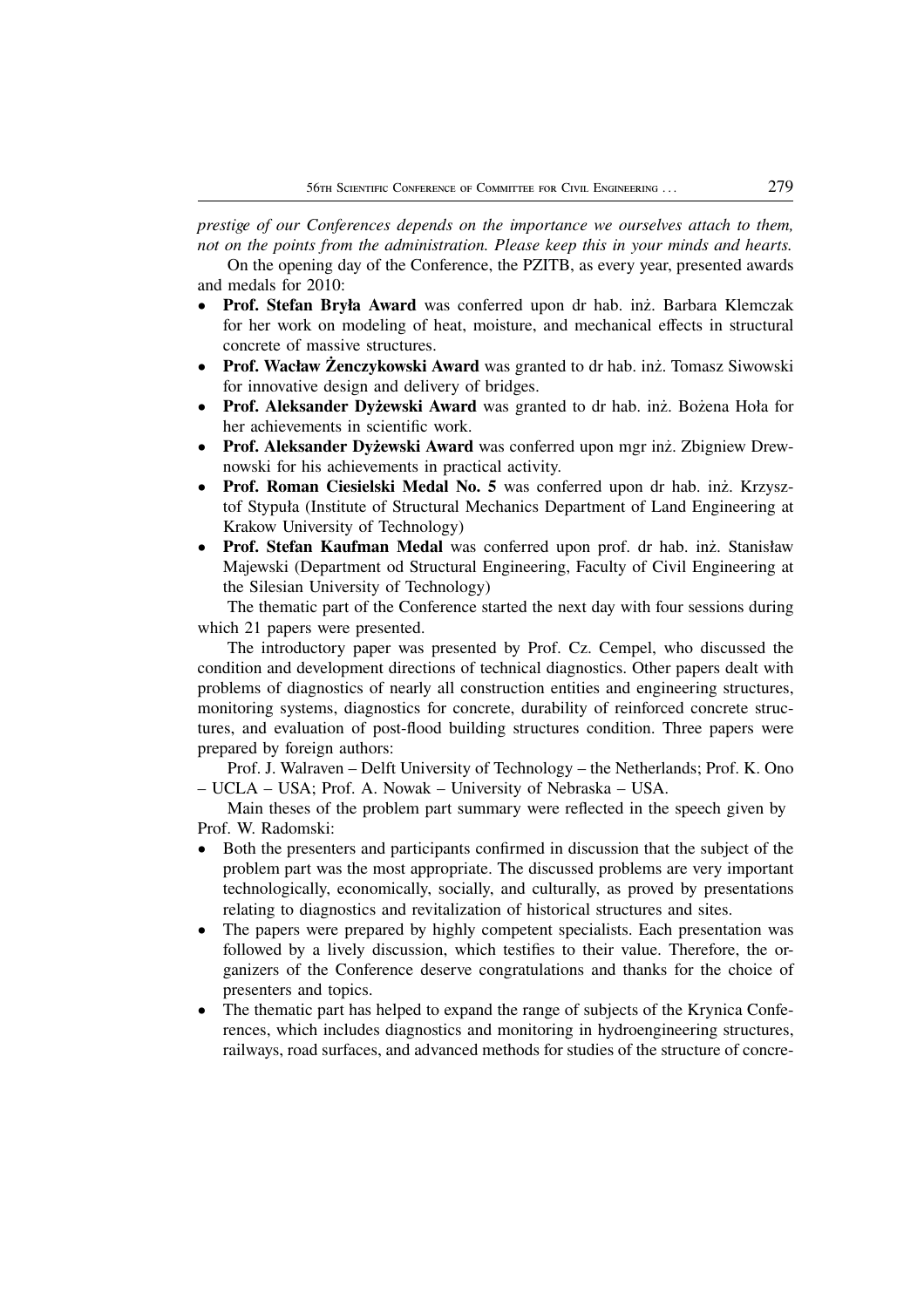*prestige of our Conferences depends on the importance we ourselves attach to them, not on the points from the administration. Please keep this in your minds and hearts.*

On the opening day of the Conference, the PZITB, as every year, presented awards and medals for 2010:

- **Prof. Stefan Bryła Award** was conferred upon dr hab. inż. Barbara Klemczak for her work on modeling of heat, moisture, and mechanical effects in structural concrete of massive structures.
- **Prof. Wacław Żenczykowski Award** was granted to dr hab. inż. Tomasz Siwowski for innovative design and delivery of bridges.
- **Prof. Aleksander Dyżewski Award** was granted to dr hab. inż. Bożena Hoła for her achievements in scientific work.
- **Prof. Aleksander Dyżewski Award** was conferred upon mgr inż. Zbigniew Drewnowski for his achievements in practical activity.
- **Prof. Roman Ciesielski Medal No. 5** was conferred upon dr hab. inż. Krzysztof Stypuła (Institute of Structural Mechanics Department of Land Engineering at Krakow University of Technology)
- **Prof. Stefan Kaufman Medal** was conferred upon prof. dr hab. inż. Stanisław Majewski (Department od Structural Engineering, Faculty of Civil Engineering at the Silesian University of Technology)

The thematic part of the Conference started the next day with four sessions during which 21 papers were presented.

The introductory paper was presented by Prof. Cz. Cempel, who discussed the condition and development directions of technical diagnostics. Other papers dealt with problems of diagnostics of nearly all construction entities and engineering structures, monitoring systems, diagnostics for concrete, durability of reinforced concrete structures, and evaluation of post-flood building structures condition. Three papers were prepared by foreign authors:

Prof. J. Walraven – Delft University of Technology – the Netherlands; Prof. K. Ono – UCLA – USA; Prof. A. Nowak – University of Nebraska – USA.

Main theses of the problem part summary were reflected in the speech given by Prof. W. Radomski:

- Both the presenters and participants confirmed in discussion that the subject of the problem part was the most appropriate. The discussed problems are very important technologically, economically, socially, and culturally, as proved by presentations relating to diagnostics and revitalization of historical structures and sites.
- The papers were prepared by highly competent specialists. Each presentation was followed by a lively discussion, which testifies to their value. Therefore, the organizers of the Conference deserve congratulations and thanks for the choice of presenters and topics.
- The thematic part has helped to expand the range of subjects of the Krynica Conferences, which includes diagnostics and monitoring in hydroengineering structures, railways, road surfaces, and advanced methods for studies of the structure of concre-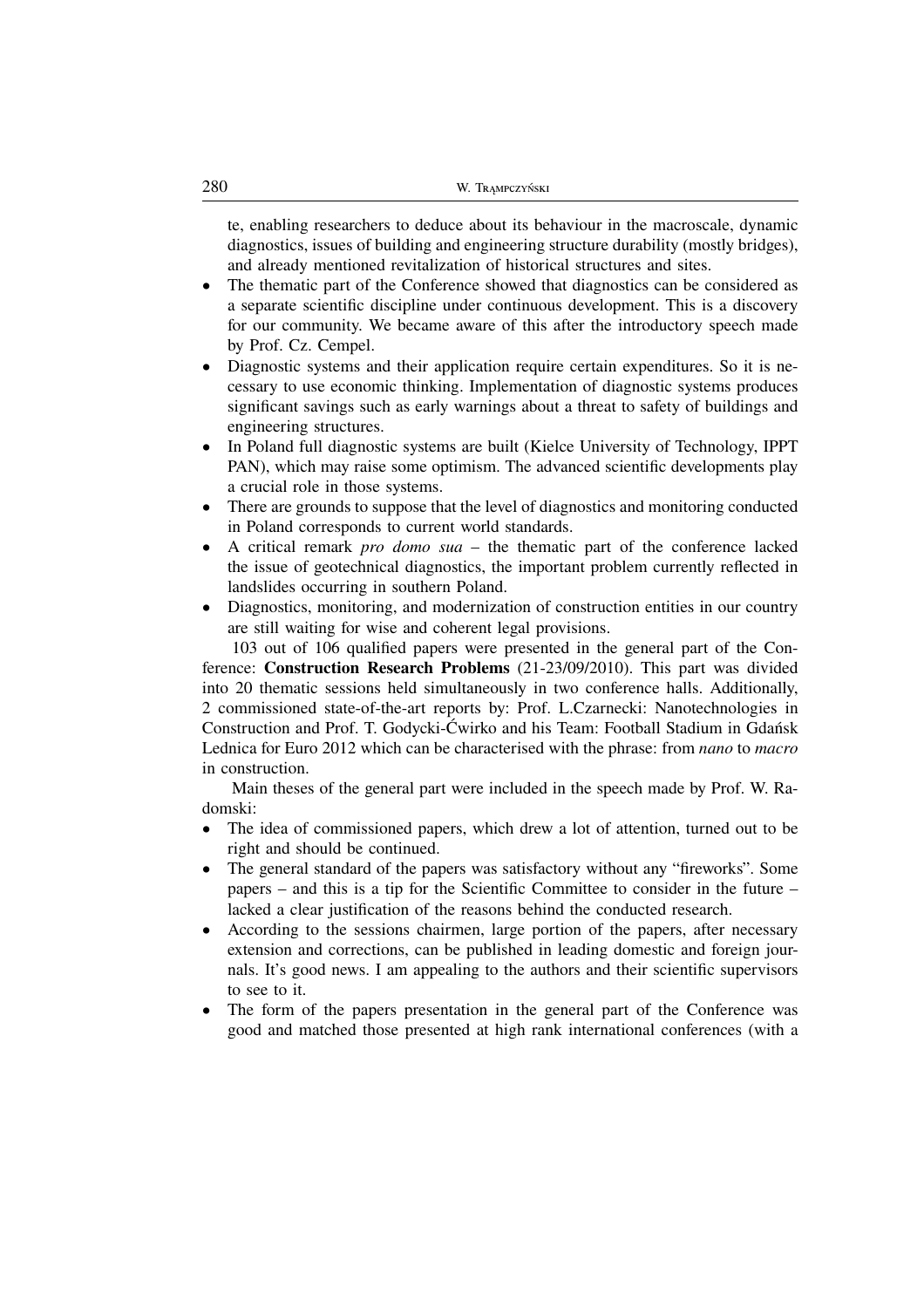te, enabling researchers to deduce about its behaviour in the macroscale, dynamic diagnostics, issues of building and engineering structure durability (mostly bridges), and already mentioned revitalization of historical structures and sites.

- The thematic part of the Conference showed that diagnostics can be considered as a separate scientific discipline under continuous development. This is a discovery for our community. We became aware of this after the introductory speech made by Prof. Cz. Cempel.
- Diagnostic systems and their application require certain expenditures. So it is necessary to use economic thinking. Implementation of diagnostic systems produces significant savings such as early warnings about a threat to safety of buildings and engineering structures.
- In Poland full diagnostic systems are built (Kielce University of Technology, IPPT PAN), which may raise some optimism. The advanced scientific developments play a crucial role in those systems.
- There are grounds to suppose that the level of diagnostics and monitoring conducted in Poland corresponds to current world standards.
- A critical remark *pro domo sua* – the thematic part of the conference lacked the issue of geotechnical diagnostics, the important problem currently reflected in landslides occurring in southern Poland.
- Diagnostics, monitoring, and modernization of construction entities in our country are still waiting for wise and coherent legal provisions.

103 out of 106 qualified papers were presented in the general part of the Conference: **Construction Research Problems** (21-23/09/2010). This part was divided into 20 thematic sessions held simultaneously in two conference halls. Additionally, 2 commissioned state-of-the-art reports by: Prof. L.Czarnecki: Nanotechnologies in Construction and Prof. T. Godycki-Ćwirko and his Team: Football Stadium in Gdańsk Lednica for Euro 2012 which can be characterised with the phrase: from *nano* to *macro* in construction.

Main theses of the general part were included in the speech made by Prof. W. Radomski:

- The idea of commissioned papers, which drew a lot of attention, turned out to be right and should be continued.
- The general standard of the papers was satisfactory without any "fireworks". Some papers – and this is a tip for the Scientific Committee to consider in the future – lacked a clear justification of the reasons behind the conducted research.
- According to the sessions chairmen, large portion of the papers, after necessary extension and corrections, can be published in leading domestic and foreign journals. It's good news. I am appealing to the authors and their scientific supervisors to see to it.
- The form of the papers presentation in the general part of the Conference was good and matched those presented at high rank international conferences (with a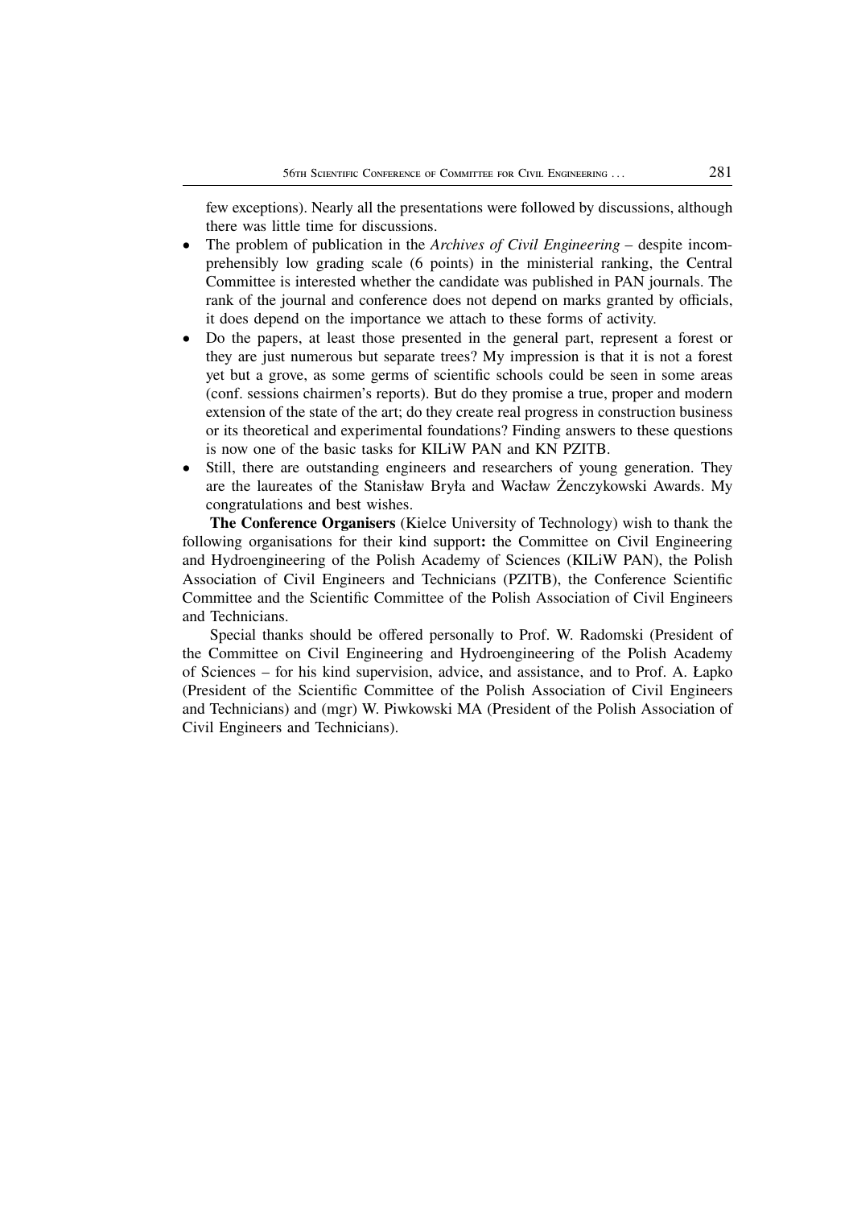few exceptions). Nearly all the presentations were followed by discussions, although there was little time for discussions.

- The problem of publication in the *Archives of Civil Engineering* – despite incomprehensibly low grading scale (6 points) in the ministerial ranking, the Central Committee is interested whether the candidate was published in PAN journals. The rank of the journal and conference does not depend on marks granted by officials, it does depend on the importance we attach to these forms of activity.
- Do the papers, at least those presented in the general part, represent a forest or they are just numerous but separate trees? My impression is that it is not a forest yet but a grove, as some germs of scientific schools could be seen in some areas (conf. sessions chairmen's reports). But do they promise a true, proper and modern extension of the state of the art; do they create real progress in construction business or its theoretical and experimental foundations? Finding answers to these questions is now one of the basic tasks for KILiW PAN and KN PZITB.
- Still, there are outstanding engineers and researchers of young generation. They are the laureates of the Stanisław Bryła and Wacław Żenczykowski Awards. My congratulations and best wishes.

**The Conference Organisers** (Kielce University of Technology) wish to thank the following organisations for their kind support**:** the Committee on Civil Engineering and Hydroengineering of the Polish Academy of Sciences (KILiW PAN), the Polish Association of Civil Engineers and Technicians (PZITB), the Conference Scientific Committee and the Scientific Committee of the Polish Association of Civil Engineers and Technicians.

Special thanks should be offered personally to Prof. W. Radomski (President of the Committee on Civil Engineering and Hydroengineering of the Polish Academy of Sciences – for his kind supervision, advice, and assistance, and to Prof. A. Łapko (President of the Scientific Committee of the Polish Association of Civil Engineers and Technicians) and (mgr) W. Piwkowski MA (President of the Polish Association of Civil Engineers and Technicians).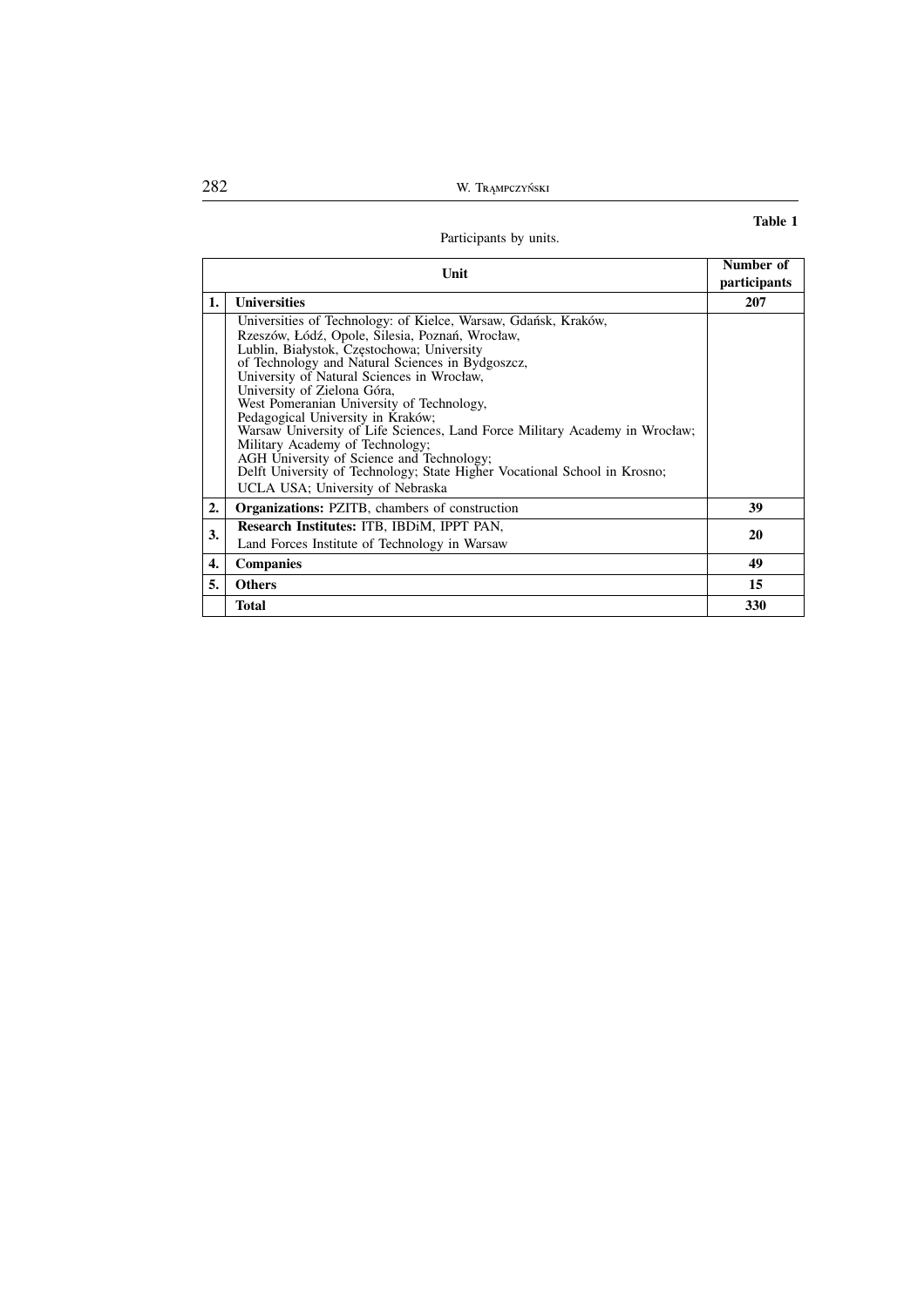**Table 1**

Participants by units.

| | Unit | Number of participants |
|---|---|---|
| **1.** | **Universities** | **207** |
| | Universities of Technology: of Kielce, Warsaw, Gdańsk, Kraków, Rzeszów, Łódź, Opole, Silesia, Poznań, Wrocław, Lublin, Białystok, Częstochowa; University of Technology and Natural Sciences in Bydgoszcz, University of Natural Sciences in Wrocław, University of Zielona Góra, West Pomeranian University of Technology, Pedagogical University in Kraków; Warsaw University of Life Sciences, Land Force Military Academy in Wrocław; Military Academy of Technology; AGH University of Science and Technology; Delft University of Technology; State Higher Vocational School in Krosno; UCLA USA; University of Nebraska | |
| **2.** | **Organizations:** PZITB, chambers of construction | **39** |
| **3.** | **Research Institutes:** ITB, IBDiM, IPPT PAN, Land Forces Institute of Technology in Warsaw | **20** |
| **4.** | **Companies** | **49** |
| **5.** | **Others** | **15** |
| | **Total** | **330** |